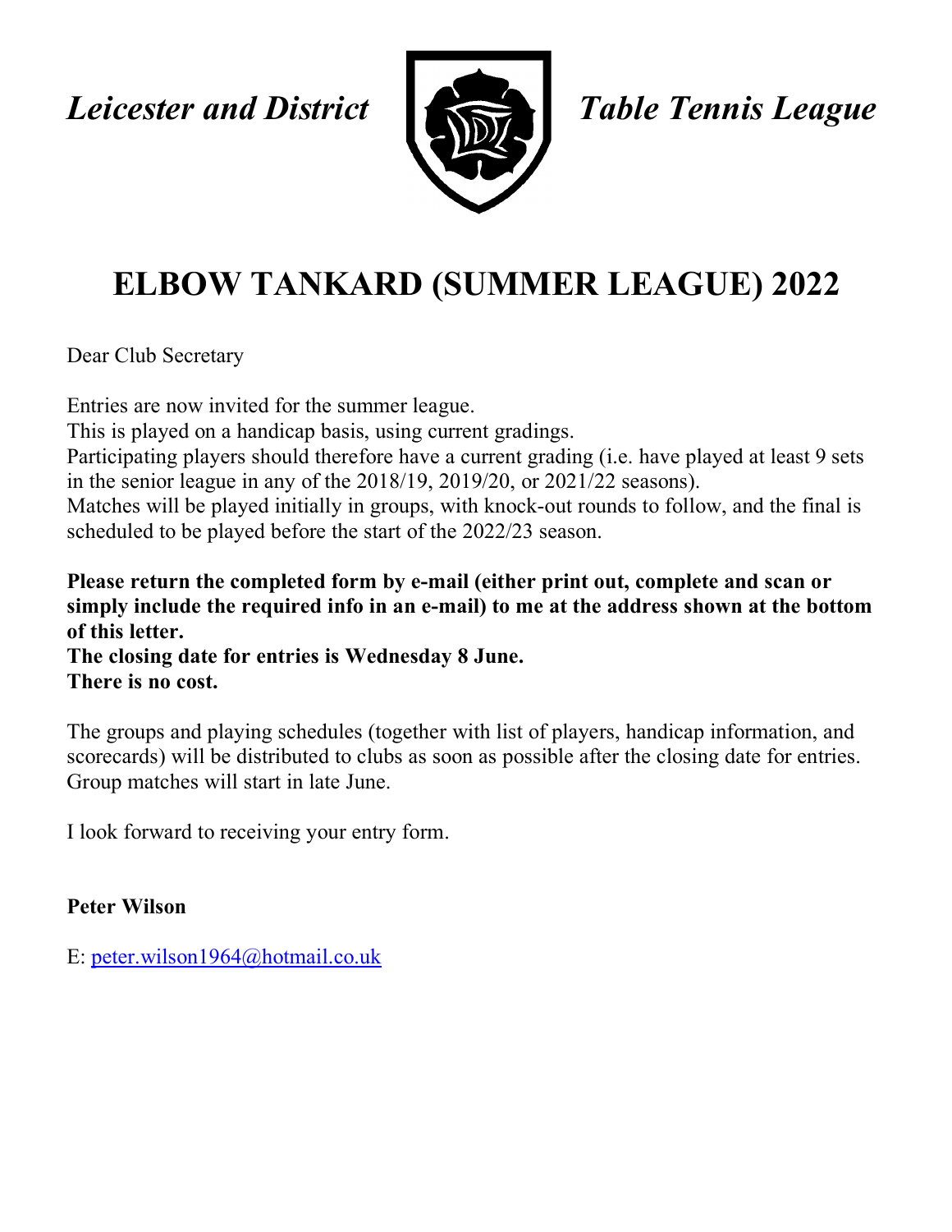*Leicester and District* *Table Tennis League*

# ELBOW TANKARD (SUMMER LEAGUE) 2022

Dear Club Secretary

Entries are now invited for the summer league.
This is played on a handicap basis, using current gradings.
Participating players should therefore have a current grading (i.e. have played at least 9 sets in the senior league in any of the 2018/19, 2019/20, or 2021/22 seasons).
Matches will be played initially in groups, with knock-out rounds to follow, and the final is scheduled to be played before the start of the 2022/23 season.

**Please return the completed form by e-mail (either print out, complete and scan or simply include the required info in an e-mail) to me at the address shown at the bottom of this letter.**
**The closing date for entries is Wednesday 8 June.**
**There is no cost.**

The groups and playing schedules (together with list of players, handicap information, and scorecards) will be distributed to clubs as soon as possible after the closing date for entries. Group matches will start in late June.

I look forward to receiving your entry form.

**Peter Wilson**

E: [peter.wilson1964@hotmail.co.uk](mailto:peter.wilson1964@hotmail.co.uk)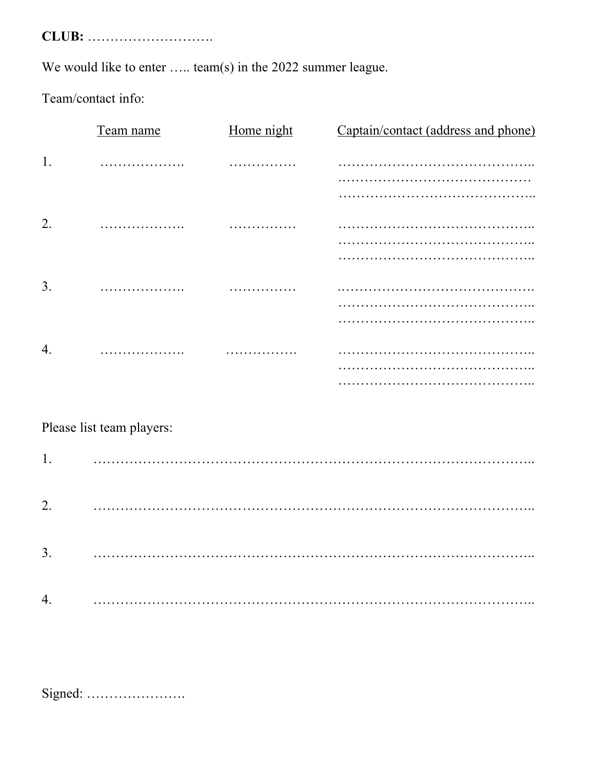**CLUB:** ……………………….

We would like to enter ….. team(s) in the 2022 summer league.

Team/contact info:

| | Team name | Home night | Captain/contact (address and phone) |
|---|---|---|---|
| 1. | ………………. | …………… | ……………………………………..<br>……………………………………<br>…………………………………….. |
| 2. | ………………. | …………… | ……………………………………..<br>……………………………………..<br>…………………………………….. |
| 3. | ………………. | …………… | ……………………………………..<br>……………………………………..<br>…………………………………….. |
| 4. | ………………. | ……………. | ……………………………………..<br>……………………………………..<br>…………………………………….. |

Please list team players:

1. ……………………………………………………………………………………..

2. ……………………………………………………………………………………..

3. ……………………………………………………………………………………..

4. ……………………………………………………………………………………..

Signed: ………………….